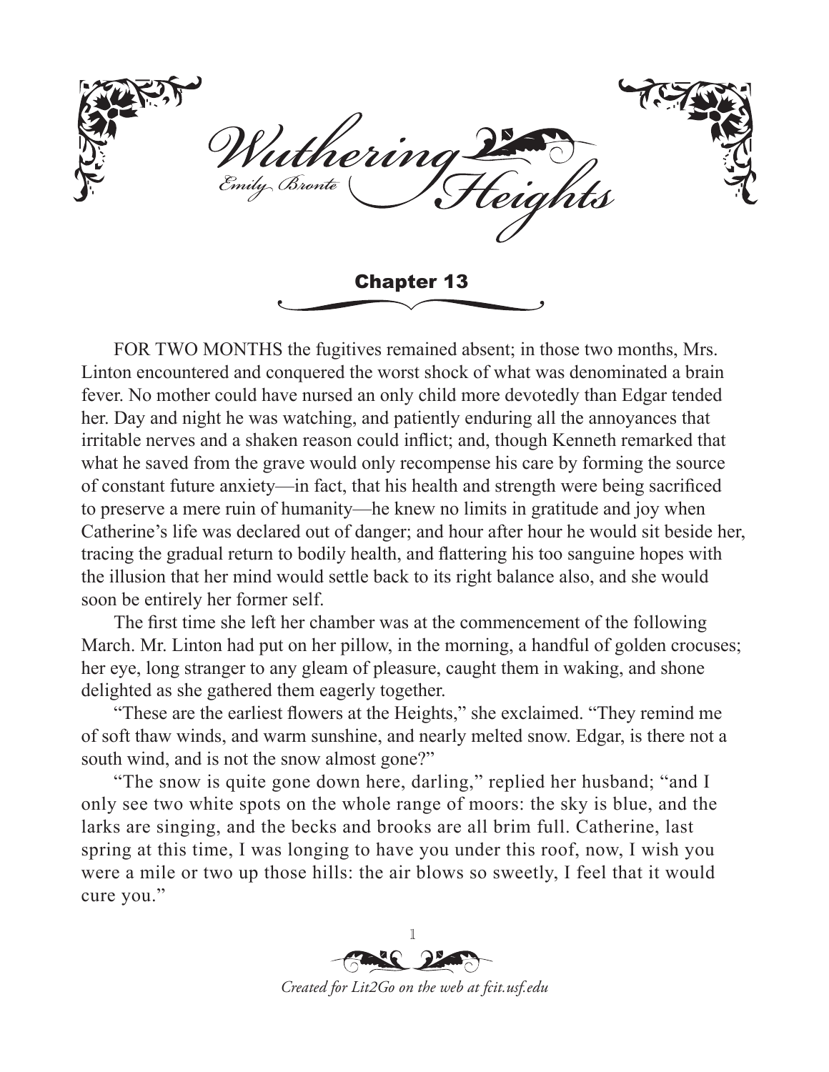# Wuthering Heights

Emily Brontë

## Chapter 13

FOR TWO MONTHS the fugitives remained absent; in those two months, Mrs. Linton encountered and conquered the worst shock of what was denominated a brain fever. No mother could have nursed an only child more devotedly than Edgar tended her. Day and night he was watching, and patiently enduring all the annoyances that irritable nerves and a shaken reason could inflict; and, though Kenneth remarked that what he saved from the grave would only recompense his care by forming the source of constant future anxiety—in fact, that his health and strength were being sacrificed to preserve a mere ruin of humanity—he knew no limits in gratitude and joy when Catherine's life was declared out of danger; and hour after hour he would sit beside her, tracing the gradual return to bodily health, and flattering his too sanguine hopes with the illusion that her mind would settle back to its right balance also, and she would soon be entirely her former self.

The first time she left her chamber was at the commencement of the following March. Mr. Linton had put on her pillow, in the morning, a handful of golden crocuses; her eye, long stranger to any gleam of pleasure, caught them in waking, and shone delighted as she gathered them eagerly together.

"These are the earliest flowers at the Heights," she exclaimed. "They remind me of soft thaw winds, and warm sunshine, and nearly melted snow. Edgar, is there not a south wind, and is not the snow almost gone?"

"The snow is quite gone down here, darling," replied her husband; "and I only see two white spots on the whole range of moors: the sky is blue, and the larks are singing, and the becks and brooks are all brim full. Catherine, last spring at this time, I was longing to have you under this roof, now, I wish you were a mile or two up those hills: the air blows so sweetly, I feel that it would cure you."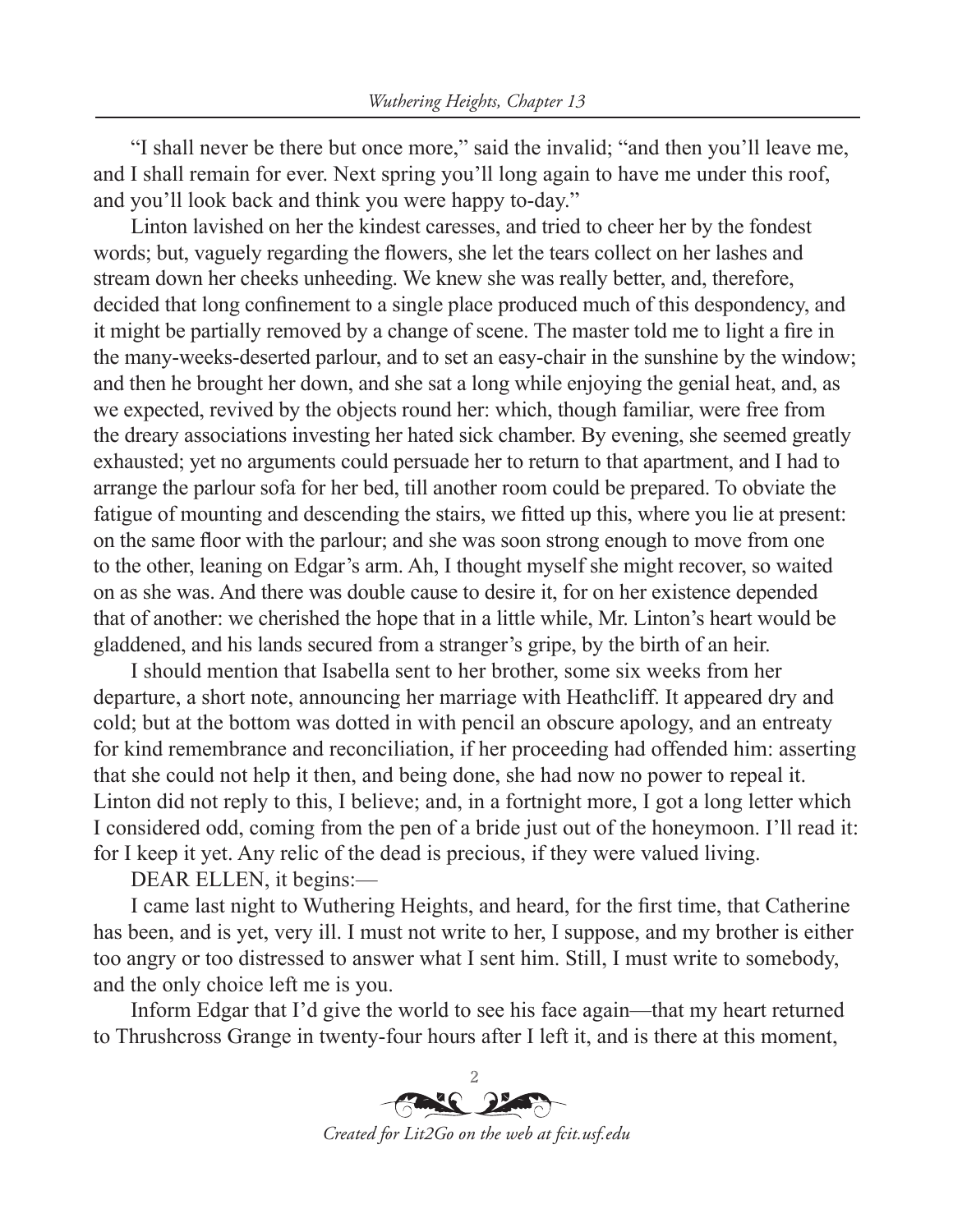"I shall never be there but once more," said the invalid; "and then you'll leave me, and I shall remain for ever. Next spring you'll long again to have me under this roof, and you'll look back and think you were happy to-day."

Linton lavished on her the kindest caresses, and tried to cheer her by the fondest words; but, vaguely regarding the flowers, she let the tears collect on her lashes and stream down her cheeks unheeding. We knew she was really better, and, therefore, decided that long confinement to a single place produced much of this despondency, and it might be partially removed by a change of scene. The master told me to light a fire in the many-weeks-deserted parlour, and to set an easy-chair in the sunshine by the window; and then he brought her down, and she sat a long while enjoying the genial heat, and, as we expected, revived by the objects round her: which, though familiar, were free from the dreary associations investing her hated sick chamber. By evening, she seemed greatly exhausted; yet no arguments could persuade her to return to that apartment, and I had to arrange the parlour sofa for her bed, till another room could be prepared. To obviate the fatigue of mounting and descending the stairs, we fitted up this, where you lie at present: on the same floor with the parlour; and she was soon strong enough to move from one to the other, leaning on Edgar's arm. Ah, I thought myself she might recover, so waited on as she was. And there was double cause to desire it, for on her existence depended that of another: we cherished the hope that in a little while, Mr. Linton's heart would be gladdened, and his lands secured from a stranger's gripe, by the birth of an heir.

I should mention that Isabella sent to her brother, some six weeks from her departure, a short note, announcing her marriage with Heathcliff. It appeared dry and cold; but at the bottom was dotted in with pencil an obscure apology, and an entreaty for kind remembrance and reconciliation, if her proceeding had offended him: asserting that she could not help it then, and being done, she had now no power to repeal it. Linton did not reply to this, I believe; and, in a fortnight more, I got a long letter which I considered odd, coming from the pen of a bride just out of the honeymoon. I'll read it: for I keep it yet. Any relic of the dead is precious, if they were valued living.

DEAR ELLEN, it begins:—

I came last night to Wuthering Heights, and heard, for the first time, that Catherine has been, and is yet, very ill. I must not write to her, I suppose, and my brother is either too angry or too distressed to answer what I sent him. Still, I must write to somebody, and the only choice left me is you.

Inform Edgar that I'd give the world to see his face again—that my heart returned to Thrushcross Grange in twenty-four hours after I left it, and is there at this moment,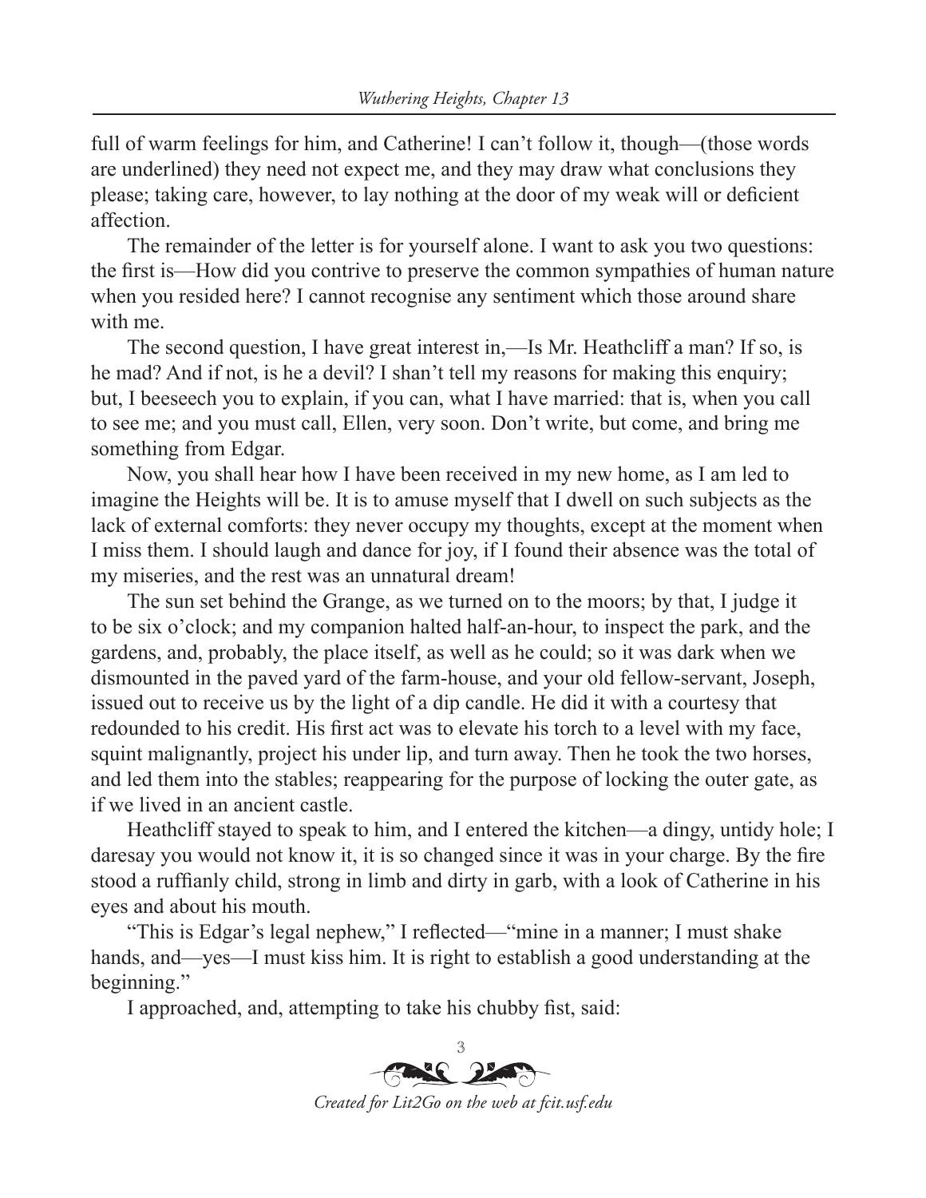full of warm feelings for him, and Catherine! I can't follow it, though—(those words are underlined) they need not expect me, and they may draw what conclusions they please; taking care, however, to lay nothing at the door of my weak will or deficient affection.

The remainder of the letter is for yourself alone. I want to ask you two questions: the first is—How did you contrive to preserve the common sympathies of human nature when you resided here? I cannot recognise any sentiment which those around share with me.

The second question, I have great interest in,—Is Mr. Heathcliff a man? If so, is he mad? And if not, is he a devil? I shan't tell my reasons for making this enquiry; but, I beeseech you to explain, if you can, what I have married: that is, when you call to see me; and you must call, Ellen, very soon. Don't write, but come, and bring me something from Edgar.

Now, you shall hear how I have been received in my new home, as I am led to imagine the Heights will be. It is to amuse myself that I dwell on such subjects as the lack of external comforts: they never occupy my thoughts, except at the moment when I miss them. I should laugh and dance for joy, if I found their absence was the total of my miseries, and the rest was an unnatural dream!

The sun set behind the Grange, as we turned on to the moors; by that, I judge it to be six o'clock; and my companion halted half-an-hour, to inspect the park, and the gardens, and, probably, the place itself, as well as he could; so it was dark when we dismounted in the paved yard of the farm-house, and your old fellow-servant, Joseph, issued out to receive us by the light of a dip candle. He did it with a courtesy that redounded to his credit. His first act was to elevate his torch to a level with my face, squint malignantly, project his under lip, and turn away. Then he took the two horses, and led them into the stables; reappearing for the purpose of locking the outer gate, as if we lived in an ancient castle.

Heathcliff stayed to speak to him, and I entered the kitchen—a dingy, untidy hole; I daresay you would not know it, it is so changed since it was in your charge. By the fire stood a ruffianly child, strong in limb and dirty in garb, with a look of Catherine in his eyes and about his mouth.

"This is Edgar's legal nephew," I reflected—"mine in a manner; I must shake hands, and—yes—I must kiss him. It is right to establish a good understanding at the beginning."

I approached, and, attempting to take his chubby fist, said: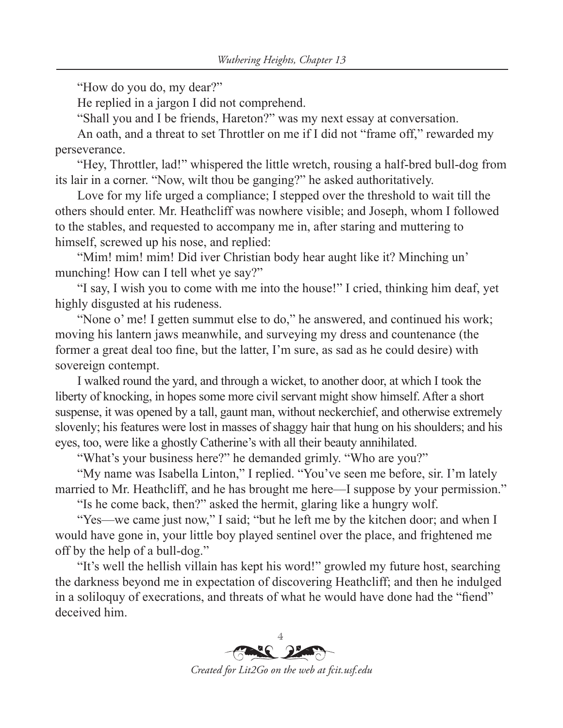"How do you do, my dear?"

He replied in a jargon I did not comprehend.

"Shall you and I be friends, Hareton?" was my next essay at conversation.

An oath, and a threat to set Throttler on me if I did not "frame off," rewarded my perseverance.

"Hey, Throttler, lad!" whispered the little wretch, rousing a half-bred bull-dog from its lair in a corner. "Now, wilt thou be ganging?" he asked authoritatively.

Love for my life urged a compliance; I stepped over the threshold to wait till the others should enter. Mr. Heathcliff was nowhere visible; and Joseph, whom I followed to the stables, and requested to accompany me in, after staring and muttering to himself, screwed up his nose, and replied:

"Mim! mim! mim! Did iver Christian body hear aught like it? Minching un' munching! How can I tell whet ye say?"

"I say, I wish you to come with me into the house!" I cried, thinking him deaf, yet highly disgusted at his rudeness.

"None o' me! I getten summut else to do," he answered, and continued his work; moving his lantern jaws meanwhile, and surveying my dress and countenance (the former a great deal too fine, but the latter, I'm sure, as sad as he could desire) with sovereign contempt.

I walked round the yard, and through a wicket, to another door, at which I took the liberty of knocking, in hopes some more civil servant might show himself. After a short suspense, it was opened by a tall, gaunt man, without neckerchief, and otherwise extremely slovenly; his features were lost in masses of shaggy hair that hung on his shoulders; and his eyes, too, were like a ghostly Catherine's with all their beauty annihilated.

"What's your business here?" he demanded grimly. "Who are you?"

"My name was Isabella Linton," I replied. "You've seen me before, sir. I'm lately married to Mr. Heathcliff, and he has brought me here—I suppose by your permission."

"Is he come back, then?" asked the hermit, glaring like a hungry wolf.

"Yes—we came just now," I said; "but he left me by the kitchen door; and when I would have gone in, your little boy played sentinel over the place, and frightened me off by the help of a bull-dog."

"It's well the hellish villain has kept his word!" growled my future host, searching the darkness beyond me in expectation of discovering Heathcliff; and then he indulged in a soliloquy of execrations, and threats of what he would have done had the "fiend" deceived him.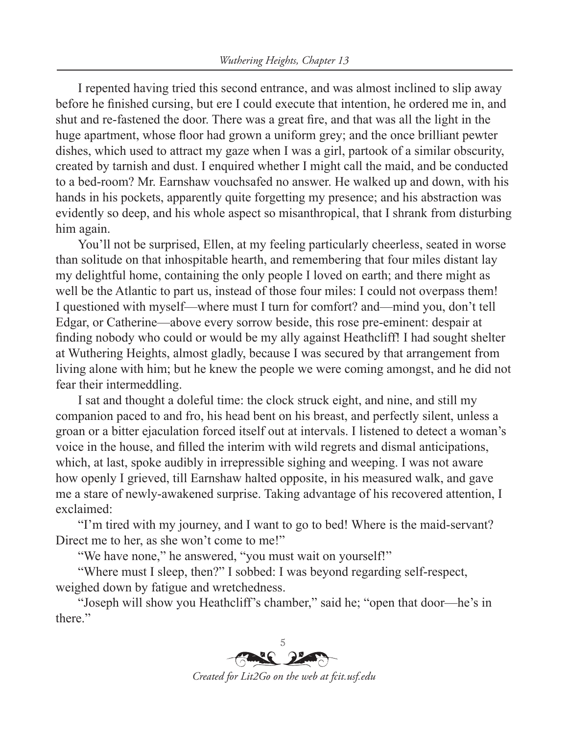I repented having tried this second entrance, and was almost inclined to slip away before he finished cursing, but ere I could execute that intention, he ordered me in, and shut and re-fastened the door. There was a great fire, and that was all the light in the huge apartment, whose floor had grown a uniform grey; and the once brilliant pewter dishes, which used to attract my gaze when I was a girl, partook of a similar obscurity, created by tarnish and dust. I enquired whether I might call the maid, and be conducted to a bed-room? Mr. Earnshaw vouchsafed no answer. He walked up and down, with his hands in his pockets, apparently quite forgetting my presence; and his abstraction was evidently so deep, and his whole aspect so misanthropical, that I shrank from disturbing him again.

You'll not be surprised, Ellen, at my feeling particularly cheerless, seated in worse than solitude on that inhospitable hearth, and remembering that four miles distant lay my delightful home, containing the only people I loved on earth; and there might as well be the Atlantic to part us, instead of those four miles: I could not overpass them! I questioned with myself—where must I turn for comfort? and—mind you, don't tell Edgar, or Catherine—above every sorrow beside, this rose pre-eminent: despair at finding nobody who could or would be my ally against Heathcliff! I had sought shelter at Wuthering Heights, almost gladly, because I was secured by that arrangement from living alone with him; but he knew the people we were coming amongst, and he did not fear their intermeddling.

I sat and thought a doleful time: the clock struck eight, and nine, and still my companion paced to and fro, his head bent on his breast, and perfectly silent, unless a groan or a bitter ejaculation forced itself out at intervals. I listened to detect a woman's voice in the house, and filled the interim with wild regrets and dismal anticipations, which, at last, spoke audibly in irrepressible sighing and weeping. I was not aware how openly I grieved, till Earnshaw halted opposite, in his measured walk, and gave me a stare of newly-awakened surprise. Taking advantage of his recovered attention, I exclaimed:

"I'm tired with my journey, and I want to go to bed! Where is the maid-servant? Direct me to her, as she won't come to me!"

"We have none," he answered, "you must wait on yourself!"

"Where must I sleep, then?" I sobbed: I was beyond regarding self-respect, weighed down by fatigue and wretchedness.

"Joseph will show you Heathcliff's chamber," said he; "open that door—he's in there."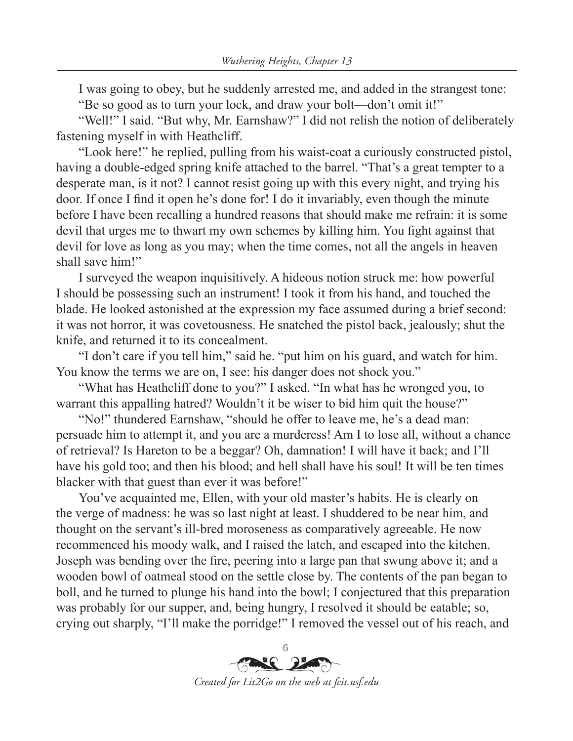I was going to obey, but he suddenly arrested me, and added in the strangest tone: "Be so good as to turn your lock, and draw your bolt—don't omit it!"

"Well!" I said. "But why, Mr. Earnshaw?" I did not relish the notion of deliberately fastening myself in with Heathcliff.

"Look here!" he replied, pulling from his waist-coat a curiously constructed pistol, having a double-edged spring knife attached to the barrel. "That's a great tempter to a desperate man, is it not? I cannot resist going up with this every night, and trying his door. If once I find it open he's done for! I do it invariably, even though the minute before I have been recalling a hundred reasons that should make me refrain: it is some devil that urges me to thwart my own schemes by killing him. You fight against that devil for love as long as you may; when the time comes, not all the angels in heaven shall save him!"

I surveyed the weapon inquisitively. A hideous notion struck me: how powerful I should be possessing such an instrument! I took it from his hand, and touched the blade. He looked astonished at the expression my face assumed during a brief second: it was not horror, it was covetousness. He snatched the pistol back, jealously; shut the knife, and returned it to its concealment.

"I don't care if you tell him," said he. "put him on his guard, and watch for him. You know the terms we are on, I see: his danger does not shock you."

"What has Heathcliff done to you?" I asked. "In what has he wronged you, to warrant this appalling hatred? Wouldn't it be wiser to bid him quit the house?"

"No!" thundered Earnshaw, "should he offer to leave me, he's a dead man: persuade him to attempt it, and you are a murderess! Am I to lose all, without a chance of retrieval? Is Hareton to be a beggar? Oh, damnation! I will have it back; and I'll have his gold too; and then his blood; and hell shall have his soul! It will be ten times blacker with that guest than ever it was before!"

You've acquainted me, Ellen, with your old master's habits. He is clearly on the verge of madness: he was so last night at least. I shuddered to be near him, and thought on the servant's ill-bred moroseness as comparatively agreeable. He now recommenced his moody walk, and I raised the latch, and escaped into the kitchen. Joseph was bending over the fire, peering into a large pan that swung above it; and a wooden bowl of oatmeal stood on the settle close by. The contents of the pan began to boll, and he turned to plunge his hand into the bowl; I conjectured that this preparation was probably for our supper, and, being hungry, I resolved it should be eatable; so, crying out sharply, "I'll make the porridge!" I removed the vessel out of his reach, and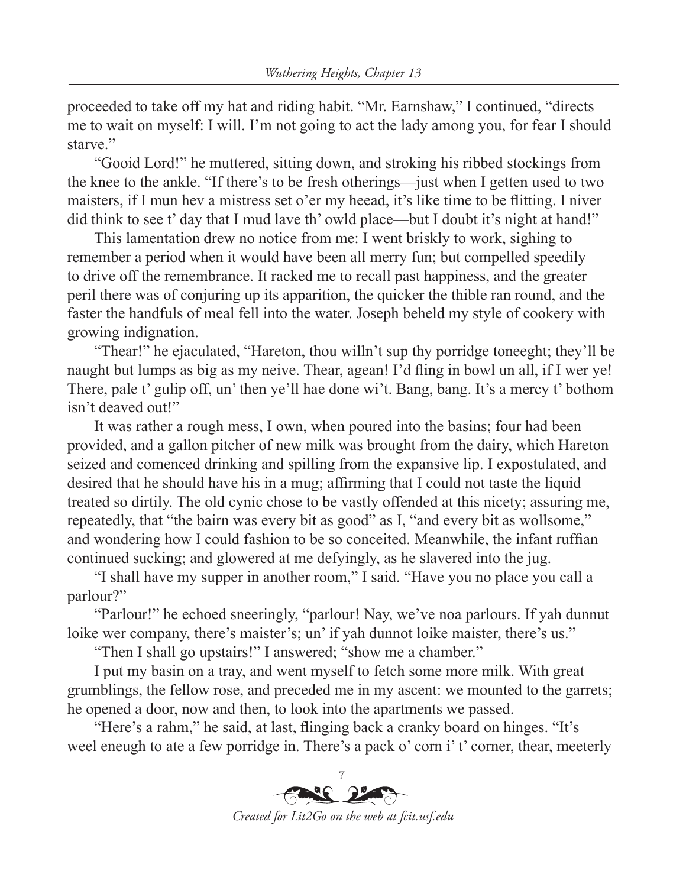proceeded to take off my hat and riding habit. "Mr. Earnshaw," I continued, "directs me to wait on myself: I will. I'm not going to act the lady among you, for fear I should starve."

"Gooid Lord!" he muttered, sitting down, and stroking his ribbed stockings from the knee to the ankle. "If there's to be fresh otherings—just when I getten used to two maisters, if I mun hev a mistress set o'er my heead, it's like time to be flitting. I niver did think to see t' day that I mud lave th' owld place—but I doubt it's night at hand!"

This lamentation drew no notice from me: I went briskly to work, sighing to remember a period when it would have been all merry fun; but compelled speedily to drive off the remembrance. It racked me to recall past happiness, and the greater peril there was of conjuring up its apparition, the quicker the thible ran round, and the faster the handfuls of meal fell into the water. Joseph beheld my style of cookery with growing indignation.

"Thear!" he ejaculated, "Hareton, thou willn't sup thy porridge toneeght; they'll be naught but lumps as big as my neive. Thear, agean! I'd fling in bowl un all, if I wer ye! There, pale t' gulip off, un' then ye'll hae done wi't. Bang, bang. It's a mercy t' bothom isn't deaved out!"

It was rather a rough mess, I own, when poured into the basins; four had been provided, and a gallon pitcher of new milk was brought from the dairy, which Hareton seized and comenced drinking and spilling from the expansive lip. I expostulated, and desired that he should have his in a mug; affirming that I could not taste the liquid treated so dirtily. The old cynic chose to be vastly offended at this nicety; assuring me, repeatedly, that "the bairn was every bit as good" as I, "and every bit as wollsome," and wondering how I could fashion to be so conceited. Meanwhile, the infant ruffian continued sucking; and glowered at me defyingly, as he slavered into the jug.

"I shall have my supper in another room," I said. "Have you no place you call a parlour?"

"Parlour!" he echoed sneeringly, "parlour! Nay, we've noa parlours. If yah dunnut loike wer company, there's maister's; un' if yah dunnot loike maister, there's us."

"Then I shall go upstairs!" I answered; "show me a chamber."

I put my basin on a tray, and went myself to fetch some more milk. With great grumblings, the fellow rose, and preceded me in my ascent: we mounted to the garrets; he opened a door, now and then, to look into the apartments we passed.

"Here's a rahm," he said, at last, flinging back a cranky board on hinges. "It's weel eneugh to ate a few porridge in. There's a pack o' corn i' t' corner, thear, meeterly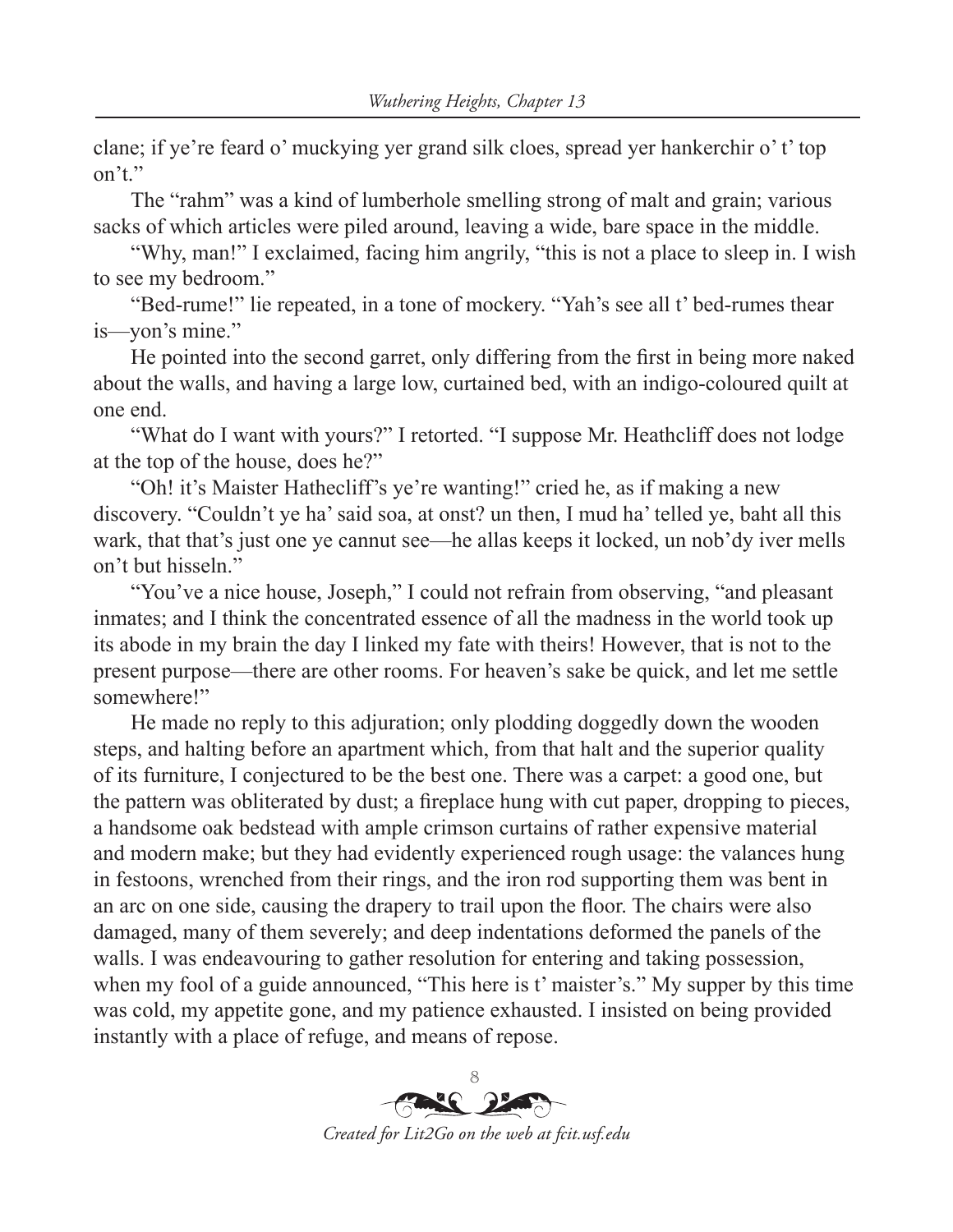clane; if ye're feard o' muckying yer grand silk cloes, spread yer hankerchir o' t' top on't."

The "rahm" was a kind of lumberhole smelling strong of malt and grain; various sacks of which articles were piled around, leaving a wide, bare space in the middle.

"Why, man!" I exclaimed, facing him angrily, "this is not a place to sleep in. I wish to see my bedroom."

"Bed-rume!" lie repeated, in a tone of mockery. "Yah's see all t' bed-rumes thear is—yon's mine."

He pointed into the second garret, only differing from the first in being more naked about the walls, and having a large low, curtained bed, with an indigo-coloured quilt at one end.

"What do I want with yours?" I retorted. "I suppose Mr. Heathcliff does not lodge at the top of the house, does he?"

"Oh! it's Maister Hathecliff's ye're wanting!" cried he, as if making a new discovery. "Couldn't ye ha' said soa, at onst? un then, I mud ha' telled ye, baht all this wark, that that's just one ye cannut see—he allas keeps it locked, un nob'dy iver mells on't but hisseln."

"You've a nice house, Joseph," I could not refrain from observing, "and pleasant inmates; and I think the concentrated essence of all the madness in the world took up its abode in my brain the day I linked my fate with theirs! However, that is not to the present purpose—there are other rooms. For heaven's sake be quick, and let me settle somewhere!"

He made no reply to this adjuration; only plodding doggedly down the wooden steps, and halting before an apartment which, from that halt and the superior quality of its furniture, I conjectured to be the best one. There was a carpet: a good one, but the pattern was obliterated by dust; a fireplace hung with cut paper, dropping to pieces, a handsome oak bedstead with ample crimson curtains of rather expensive material and modern make; but they had evidently experienced rough usage: the valances hung in festoons, wrenched from their rings, and the iron rod supporting them was bent in an arc on one side, causing the drapery to trail upon the floor. The chairs were also damaged, many of them severely; and deep indentations deformed the panels of the walls. I was endeavouring to gather resolution for entering and taking possession, when my fool of a guide announced, "This here is t' maister's." My supper by this time was cold, my appetite gone, and my patience exhausted. I insisted on being provided instantly with a place of refuge, and means of repose.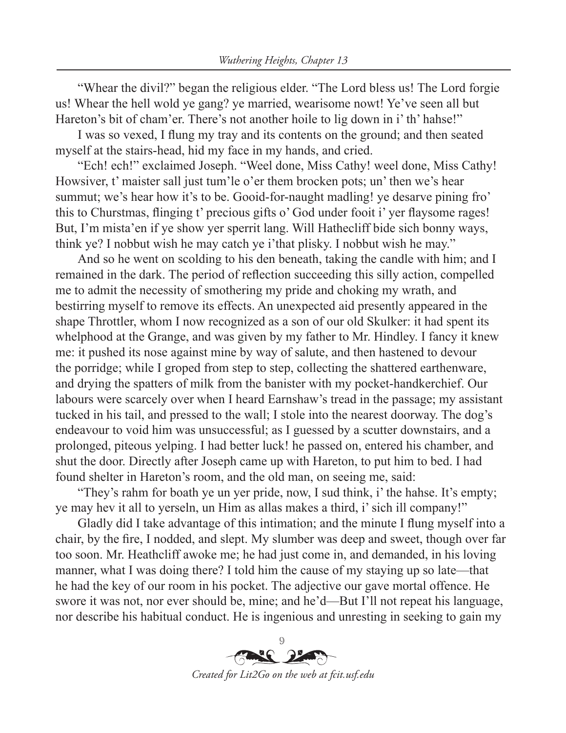"Whear the divil?" began the religious elder. "The Lord bless us! The Lord forgie us! Whear the hell wold ye gang? ye married, wearisome nowt! Ye've seen all but Hareton's bit of cham'er. There's not another hoile to lig down in i' th' hahse!"

I was so vexed, I flung my tray and its contents on the ground; and then seated myself at the stairs-head, hid my face in my hands, and cried.

"Ech! ech!" exclaimed Joseph. "Weel done, Miss Cathy! weel done, Miss Cathy! Howsiver, t' maister sall just tum'le o'er them brocken pots; un' then we's hear summut; we's hear how it's to be. Gooid-for-naught madling! ye desarve pining fro' this to Churstmas, flinging t' precious gifts o' God under fooit i' yer flaysome rages! But, I'm mista'en if ye show yer sperrit lang. Will Hathecliff bide sich bonny ways, think ye? I nobbut wish he may catch ye i'that plisky. I nobbut wish he may."

And so he went on scolding to his den beneath, taking the candle with him; and I remained in the dark. The period of reflection succeeding this silly action, compelled me to admit the necessity of smothering my pride and choking my wrath, and bestirring myself to remove its effects. An unexpected aid presently appeared in the shape Throttler, whom I now recognized as a son of our old Skulker: it had spent its whelphood at the Grange, and was given by my father to Mr. Hindley. I fancy it knew me: it pushed its nose against mine by way of salute, and then hastened to devour the porridge; while I groped from step to step, collecting the shattered earthenware, and drying the spatters of milk from the banister with my pocket-handkerchief. Our labours were scarcely over when I heard Earnshaw's tread in the passage; my assistant tucked in his tail, and pressed to the wall; I stole into the nearest doorway. The dog's endeavour to void him was unsuccessful; as I guessed by a scutter downstairs, and a prolonged, piteous yelping. I had better luck! he passed on, entered his chamber, and shut the door. Directly after Joseph came up with Hareton, to put him to bed. I had found shelter in Hareton's room, and the old man, on seeing me, said:

"They's rahm for boath ye un yer pride, now, I sud think, i' the hahse. It's empty; ye may hev it all to yerseln, un Him as allas makes a third, i' sich ill company!"

Gladly did I take advantage of this intimation; and the minute I flung myself into a chair, by the fire, I nodded, and slept. My slumber was deep and sweet, though over far too soon. Mr. Heathcliff awoke me; he had just come in, and demanded, in his loving manner, what I was doing there? I told him the cause of my staying up so late—that he had the key of our room in his pocket. The adjective our gave mortal offence. He swore it was not, nor ever should be, mine; and he'd—But I'll not repeat his language, nor describe his habitual conduct. He is ingenious and unresting in seeking to gain my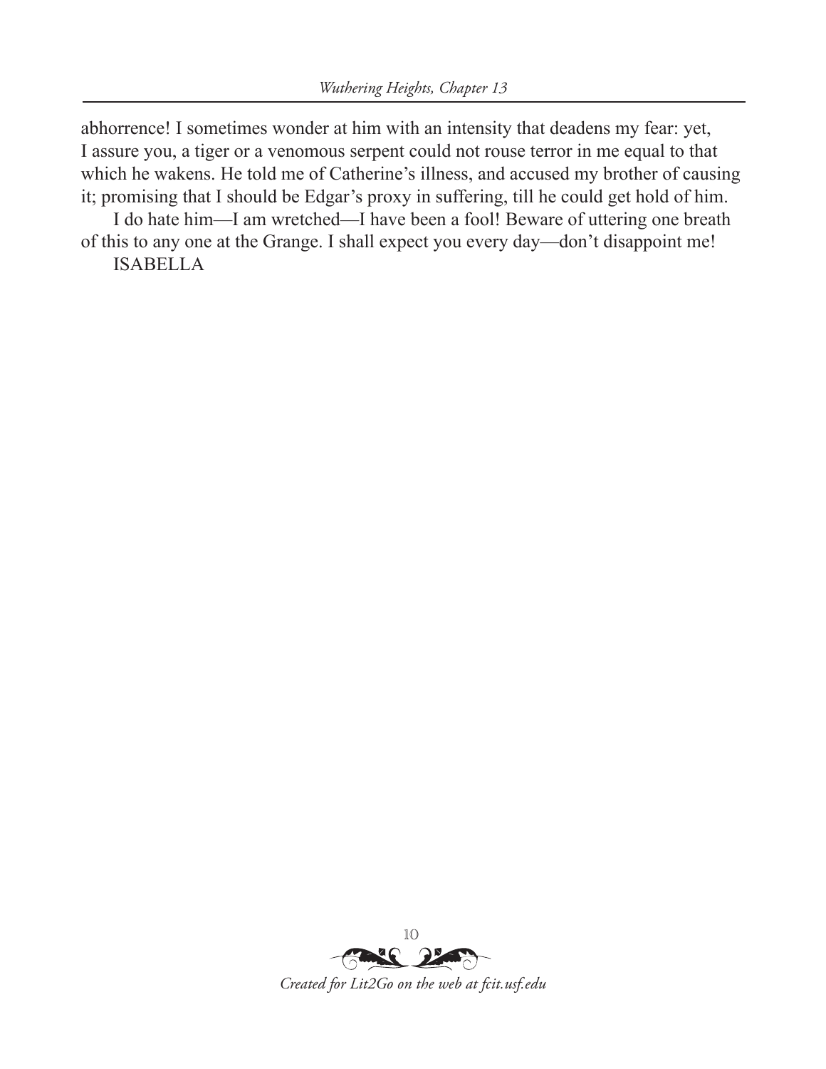abhorrence! I sometimes wonder at him with an intensity that deadens my fear: yet, I assure you, a tiger or a venomous serpent could not rouse terror in me equal to that which he wakens. He told me of Catherine's illness, and accused my brother of causing it; promising that I should be Edgar's proxy in suffering, till he could get hold of him.

I do hate him—I am wretched—I have been a fool! Beware of uttering one breath of this to any one at the Grange. I shall expect you every day—don't disappoint me!

ISABELLA